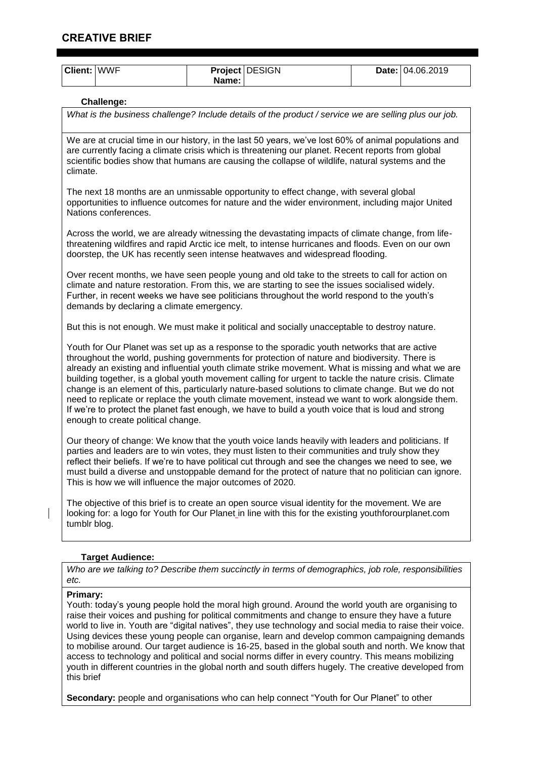# CREATIVE BRIEF

| Client: | WWF | Project Name: | DESIGN | Date: | 04.06.2019 |
| --- | --- | --- | --- | --- | --- |

**Challenge:**

*What is the business challenge? Include details of the product / service we are selling plus our job.*

We are at crucial time in our history, in the last 50 years, we've lost 60% of animal populations and are currently facing a climate crisis which is threatening our planet. Recent reports from global scientific bodies show that humans are causing the collapse of wildlife, natural systems and the climate.

The next 18 months are an unmissable opportunity to effect change, with several global opportunities to influence outcomes for nature and the wider environment, including major United Nations conferences.

Across the world, we are already witnessing the devastating impacts of climate change, from life-threatening wildfires and rapid Arctic ice melt, to intense hurricanes and floods. Even on our own doorstep, the UK has recently seen intense heatwaves and widespread flooding.

Over recent months, we have seen people young and old take to the streets to call for action on climate and nature restoration. From this, we are starting to see the issues socialised widely. Further, in recent weeks we have see politicians throughout the world respond to the youth's demands by declaring a climate emergency.

But this is not enough. We must make it political and socially unacceptable to destroy nature.

Youth for Our Planet was set up as a response to the sporadic youth networks that are active throughout the world, pushing governments for protection of nature and biodiversity. There is already an existing and influential youth climate strike movement. What is missing and what we are building together, is a global youth movement calling for urgent to tackle the nature crisis. Climate change is an element of this, particularly nature-based solutions to climate change. But we do not need to replicate or replace the youth climate movement, instead we want to work alongside them. If we're to protect the planet fast enough, we have to build a youth voice that is loud and strong enough to create political change.

Our theory of change: We know that the youth voice lands heavily with leaders and politicians. If parties and leaders are to win votes, they must listen to their communities and truly show they reflect their beliefs. If we're to have political cut through and see the changes we need to see, we must build a diverse and unstoppable demand for the protect of nature that no politician can ignore. This is how we will influence the major outcomes of 2020.

The objective of this brief is to create an open source visual identity for the movement. We are looking for: a logo for Youth for Our Planet in line with this for the existing youthforourplanet.com tumblr blog.

**Target Audience:**

*Who are we talking to? Describe them succinctly in terms of demographics, job role, responsibilities etc.*

**Primary:**
Youth: today's young people hold the moral high ground. Around the world youth are organising to raise their voices and pushing for political commitments and change to ensure they have a future world to live in. Youth are "digital natives", they use technology and social media to raise their voice. Using devices these young people can organise, learn and develop common campaigning demands to mobilise around. Our target audience is 16-25, based in the global south and north. We know that access to technology and political and social norms differ in every country. This means mobilizing youth in different countries in the global north and south differs hugely. The creative developed from this brief

**Secondary:** people and organisations who can help connect "Youth for Our Planet" to other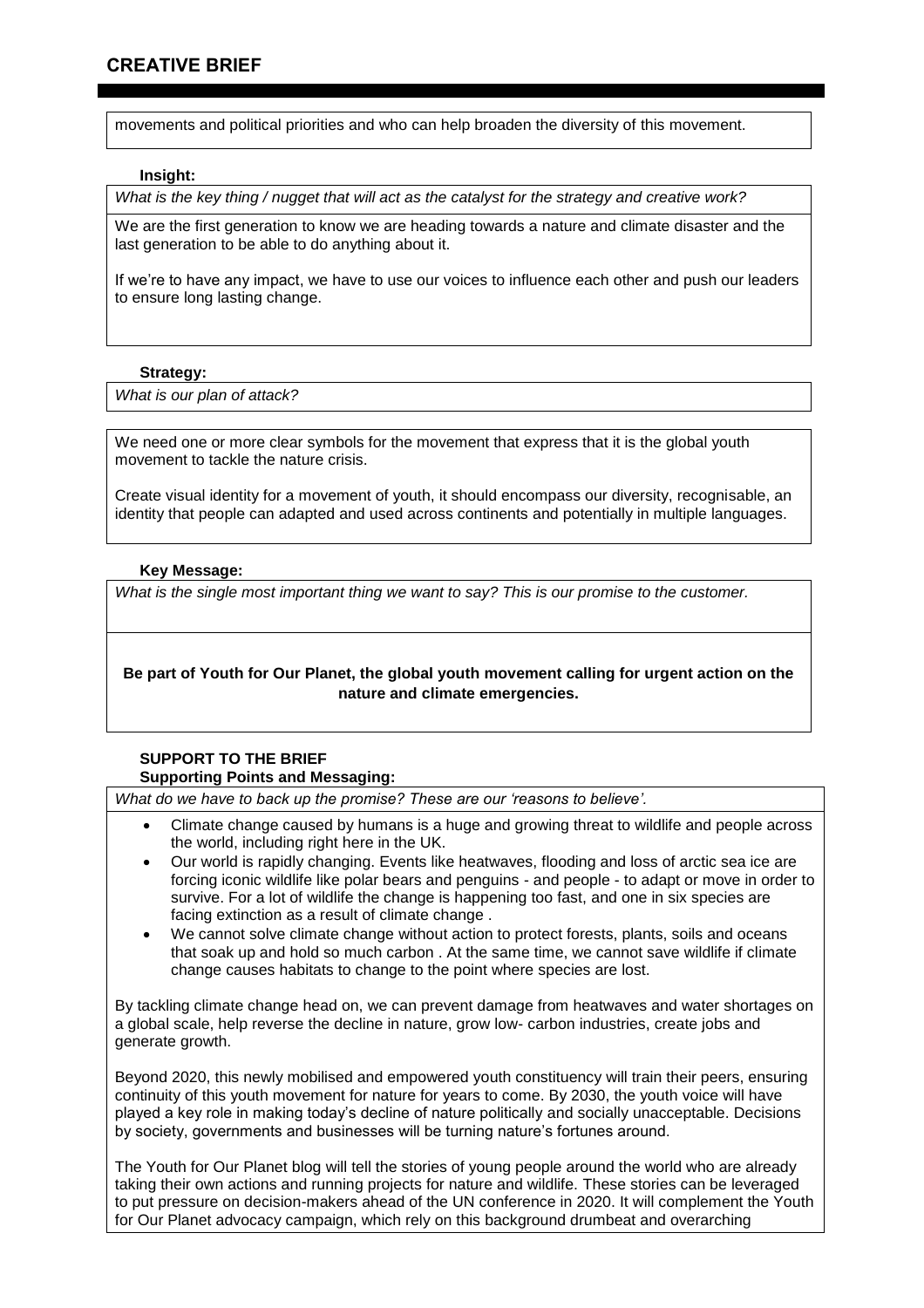movements and political priorities and who can help broaden the diversity of this movement.

**Insight:**

*What is the key thing / nugget that will act as the catalyst for the strategy and creative work?*

We are the first generation to know we are heading towards a nature and climate disaster and the last generation to be able to do anything about it.

If we're to have any impact, we have to use our voices to influence each other and push our leaders to ensure long lasting change.

**Strategy:**

*What is our plan of attack?*

We need one or more clear symbols for the movement that express that it is the global youth movement to tackle the nature crisis.

Create visual identity for a movement of youth, it should encompass our diversity, recognisable, an identity that people can adapted and used across continents and potentially in multiple languages.

**Key Message:**

*What is the single most important thing we want to say? This is our promise to the customer.*

**Be part of Youth for Our Planet, the global youth movement calling for urgent action on the nature and climate emergencies.**

**SUPPORT TO THE BRIEF**

**Supporting Points and Messaging:**

*What do we have to back up the promise? These are our 'reasons to believe'.*

- Climate change caused by humans is a huge and growing threat to wildlife and people across the world, including right here in the UK.
- Our world is rapidly changing. Events like heatwaves, flooding and loss of arctic sea ice are forcing iconic wildlife like polar bears and penguins - and people - to adapt or move in order to survive. For a lot of wildlife the change is happening too fast, and one in six species are facing extinction as a result of climate change .
- We cannot solve climate change without action to protect forests, plants, soils and oceans that soak up and hold so much carbon . At the same time, we cannot save wildlife if climate change causes habitats to change to the point where species are lost.

By tackling climate change head on, we can prevent damage from heatwaves and water shortages on a global scale, help reverse the decline in nature, grow low- carbon industries, create jobs and generate growth.

Beyond 2020, this newly mobilised and empowered youth constituency will train their peers, ensuring continuity of this youth movement for nature for years to come. By 2030, the youth voice will have played a key role in making today's decline of nature politically and socially unacceptable. Decisions by society, governments and businesses will be turning nature's fortunes around.

The Youth for Our Planet blog will tell the stories of young people around the world who are already taking their own actions and running projects for nature and wildlife. These stories can be leveraged to put pressure on decision-makers ahead of the UN conference in 2020. It will complement the Youth for Our Planet advocacy campaign, which rely on this background drumbeat and overarching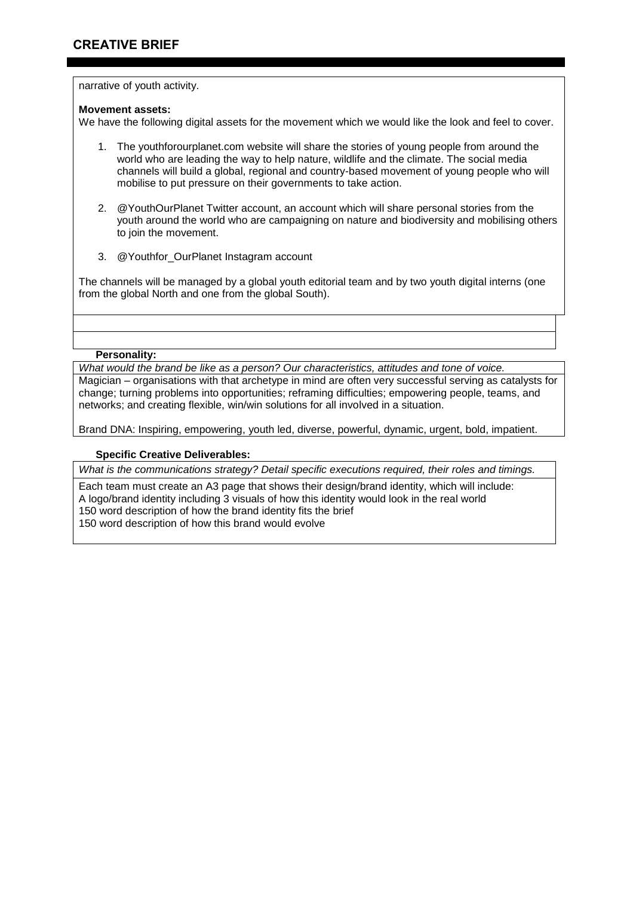narrative of youth activity.

**Movement assets:**
We have the following digital assets for the movement which we would like the look and feel to cover.

1. The youthforourplanet.com website will share the stories of young people from around the world who are leading the way to help nature, wildlife and the climate. The social media channels will build a global, regional and country-based movement of young people who will mobilise to put pressure on their governments to take action.

2. @YouthOurPlanet Twitter account, an account which will share personal stories from the youth around the world who are campaigning on nature and biodiversity and mobilising others to join the movement.

3. @Youthfor_OurPlanet Instagram account

The channels will be managed by a global youth editorial team and by two youth digital interns (one from the global North and one from the global South).

**Personality:**

*What would the brand be like as a person? Our characteristics, attitudes and tone of voice.*

Magician – organisations with that archetype in mind are often very successful serving as catalysts for change; turning problems into opportunities; reframing difficulties; empowering people, teams, and networks; and creating flexible, win/win solutions for all involved in a situation.

Brand DNA: Inspiring, empowering, youth led, diverse, powerful, dynamic, urgent, bold, impatient.

**Specific Creative Deliverables:**

*What is the communications strategy? Detail specific executions required, their roles and timings.*

Each team must create an A3 page that shows their design/brand identity, which will include:
A logo/brand identity including 3 visuals of how this identity would look in the real world
150 word description of how the brand identity fits the brief
150 word description of how this brand would evolve